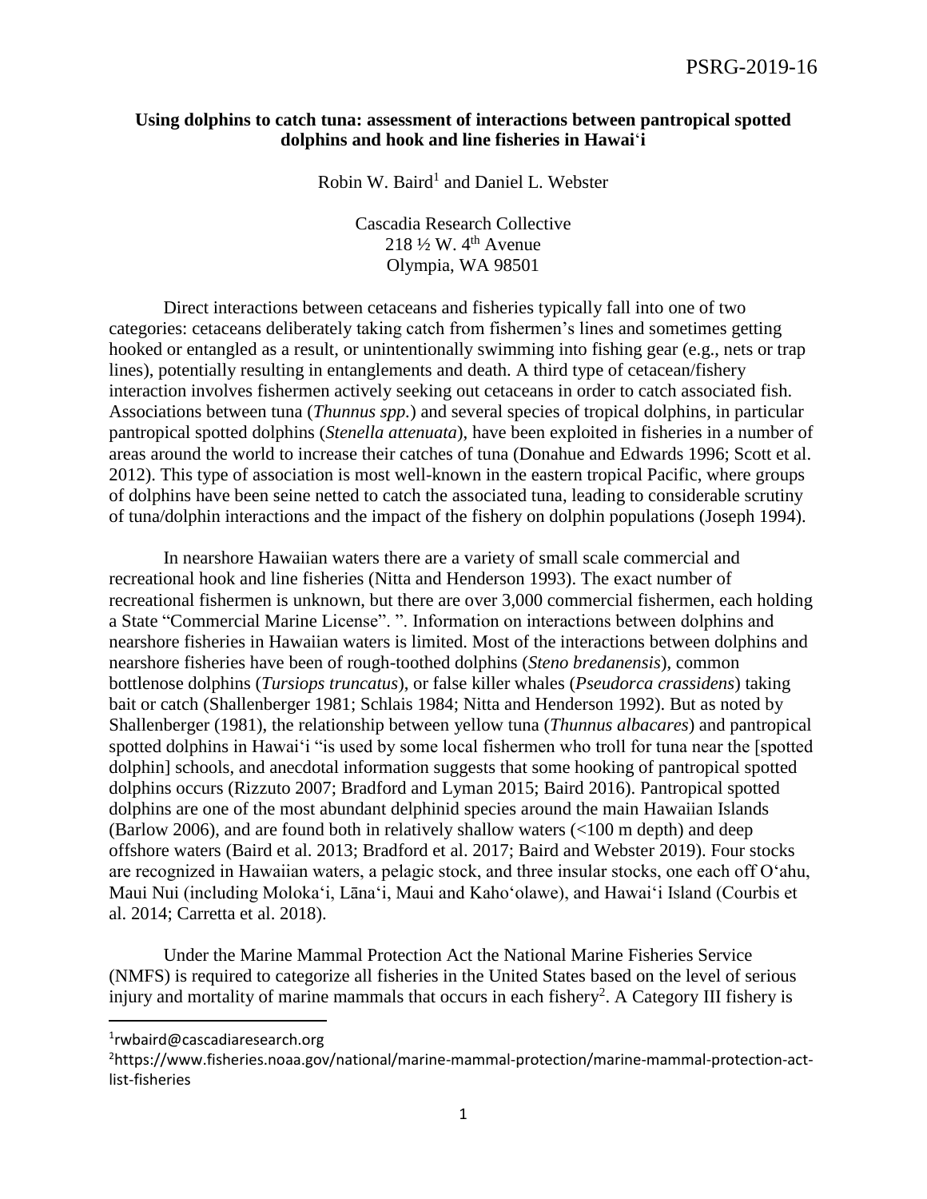PSRG-2019-16

**Using dolphins to catch tuna: assessment of interactions between pantropical spotted dolphins and hook and line fisheries in Hawai'i**

Robin W. Baird[1] and Daniel L. Webster

Cascadia Research Collective
218 ½ W. 4[th] Avenue
Olympia, WA 98501

Direct interactions between cetaceans and fisheries typically fall into one of two categories: cetaceans deliberately taking catch from fishermen's lines and sometimes getting hooked or entangled as a result, or unintentionally swimming into fishing gear (e.g., nets or trap lines), potentially resulting in entanglements and death. A third type of cetacean/fishery interaction involves fishermen actively seeking out cetaceans in order to catch associated fish. Associations between tuna (*Thunnus spp.*) and several species of tropical dolphins, in particular pantropical spotted dolphins (*Stenella attenuata*), have been exploited in fisheries in a number of areas around the world to increase their catches of tuna (Donahue and Edwards 1996; Scott et al. 2012). This type of association is most well-known in the eastern tropical Pacific, where groups of dolphins have been seine netted to catch the associated tuna, leading to considerable scrutiny of tuna/dolphin interactions and the impact of the fishery on dolphin populations (Joseph 1994).

In nearshore Hawaiian waters there are a variety of small scale commercial and recreational hook and line fisheries (Nitta and Henderson 1993). The exact number of recreational fishermen is unknown, but there are over 3,000 commercial fishermen, each holding a State "Commercial Marine License". ". Information on interactions between dolphins and nearshore fisheries in Hawaiian waters is limited. Most of the interactions between dolphins and nearshore fisheries have been of rough-toothed dolphins (*Steno bredanensis*), common bottlenose dolphins (*Tursiops truncatus*), or false killer whales (*Pseudorca crassidens*) taking bait or catch (Shallenberger 1981; Schlais 1984; Nitta and Henderson 1992). But as noted by Shallenberger (1981), the relationship between yellow tuna (*Thunnus albacares*) and pantropical spotted dolphins in Hawai'i "is used by some local fishermen who troll for tuna near the [spotted dolphin] schools, and anecdotal information suggests that some hooking of pantropical spotted dolphins occurs (Rizzuto 2007; Bradford and Lyman 2015; Baird 2016). Pantropical spotted dolphins are one of the most abundant delphinid species around the main Hawaiian Islands (Barlow 2006), and are found both in relatively shallow waters (<100 m depth) and deep offshore waters (Baird et al. 2013; Bradford et al. 2017; Baird and Webster 2019). Four stocks are recognized in Hawaiian waters, a pelagic stock, and three insular stocks, one each off O'ahu, Maui Nui (including Moloka'i, Lāna'i, Maui and Kaho'olawe), and Hawai'i Island (Courbis et al. 2014; Carretta et al. 2018).

Under the Marine Mammal Protection Act the National Marine Fisheries Service (NMFS) is required to categorize all fisheries in the United States based on the level of serious injury and mortality of marine mammals that occurs in each fishery[2]. A Category III fishery is

[1]rwbaird@cascadiaresearch.org

[2]https://www.fisheries.noaa.gov/national/marine-mammal-protection/marine-mammal-protection-act-list-fisheries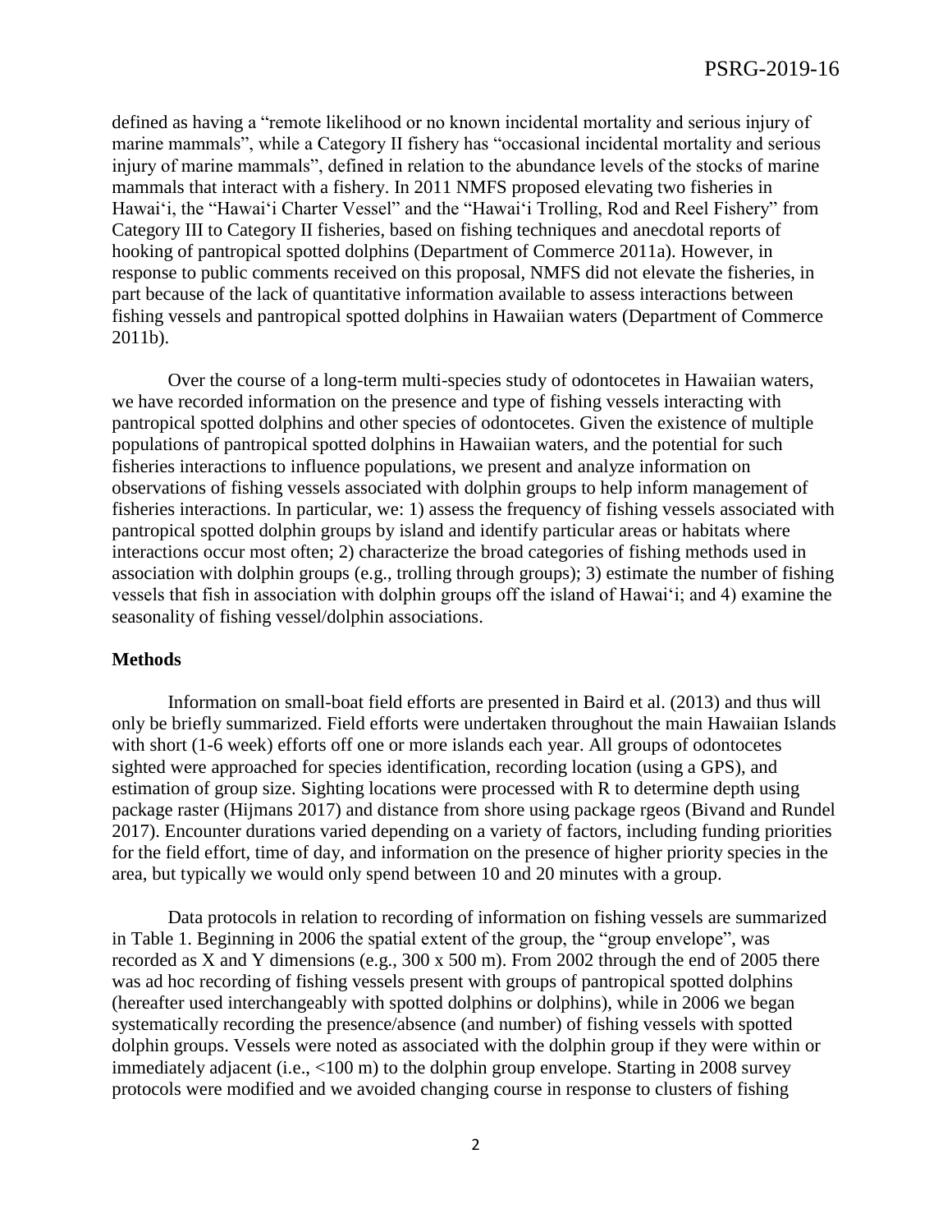defined as having a "remote likelihood or no known incidental mortality and serious injury of marine mammals", while a Category II fishery has "occasional incidental mortality and serious injury of marine mammals", defined in relation to the abundance levels of the stocks of marine mammals that interact with a fishery. In 2011 NMFS proposed elevating two fisheries in Hawai'i, the "Hawai'i Charter Vessel" and the "Hawai'i Trolling, Rod and Reel Fishery" from Category III to Category II fisheries, based on fishing techniques and anecdotal reports of hooking of pantropical spotted dolphins (Department of Commerce 2011a). However, in response to public comments received on this proposal, NMFS did not elevate the fisheries, in part because of the lack of quantitative information available to assess interactions between fishing vessels and pantropical spotted dolphins in Hawaiian waters (Department of Commerce 2011b).

Over the course of a long-term multi-species study of odontocetes in Hawaiian waters, we have recorded information on the presence and type of fishing vessels interacting with pantropical spotted dolphins and other species of odontocetes. Given the existence of multiple populations of pantropical spotted dolphins in Hawaiian waters, and the potential for such fisheries interactions to influence populations, we present and analyze information on observations of fishing vessels associated with dolphin groups to help inform management of fisheries interactions. In particular, we: 1) assess the frequency of fishing vessels associated with pantropical spotted dolphin groups by island and identify particular areas or habitats where interactions occur most often; 2) characterize the broad categories of fishing methods used in association with dolphin groups (e.g., trolling through groups); 3) estimate the number of fishing vessels that fish in association with dolphin groups off the island of Hawai'i; and 4) examine the seasonality of fishing vessel/dolphin associations.

## Methods

Information on small-boat field efforts are presented in Baird et al. (2013) and thus will only be briefly summarized. Field efforts were undertaken throughout the main Hawaiian Islands with short (1-6 week) efforts off one or more islands each year. All groups of odontocetes sighted were approached for species identification, recording location (using a GPS), and estimation of group size. Sighting locations were processed with R to determine depth using package raster (Hijmans 2017) and distance from shore using package rgeos (Bivand and Rundel 2017). Encounter durations varied depending on a variety of factors, including funding priorities for the field effort, time of day, and information on the presence of higher priority species in the area, but typically we would only spend between 10 and 20 minutes with a group.

Data protocols in relation to recording of information on fishing vessels are summarized in Table 1. Beginning in 2006 the spatial extent of the group, the "group envelope", was recorded as X and Y dimensions (e.g., 300 x 500 m). From 2002 through the end of 2005 there was ad hoc recording of fishing vessels present with groups of pantropical spotted dolphins (hereafter used interchangeably with spotted dolphins or dolphins), while in 2006 we began systematically recording the presence/absence (and number) of fishing vessels with spotted dolphin groups. Vessels were noted as associated with the dolphin group if they were within or immediately adjacent (i.e., <100 m) to the dolphin group envelope. Starting in 2008 survey protocols were modified and we avoided changing course in response to clusters of fishing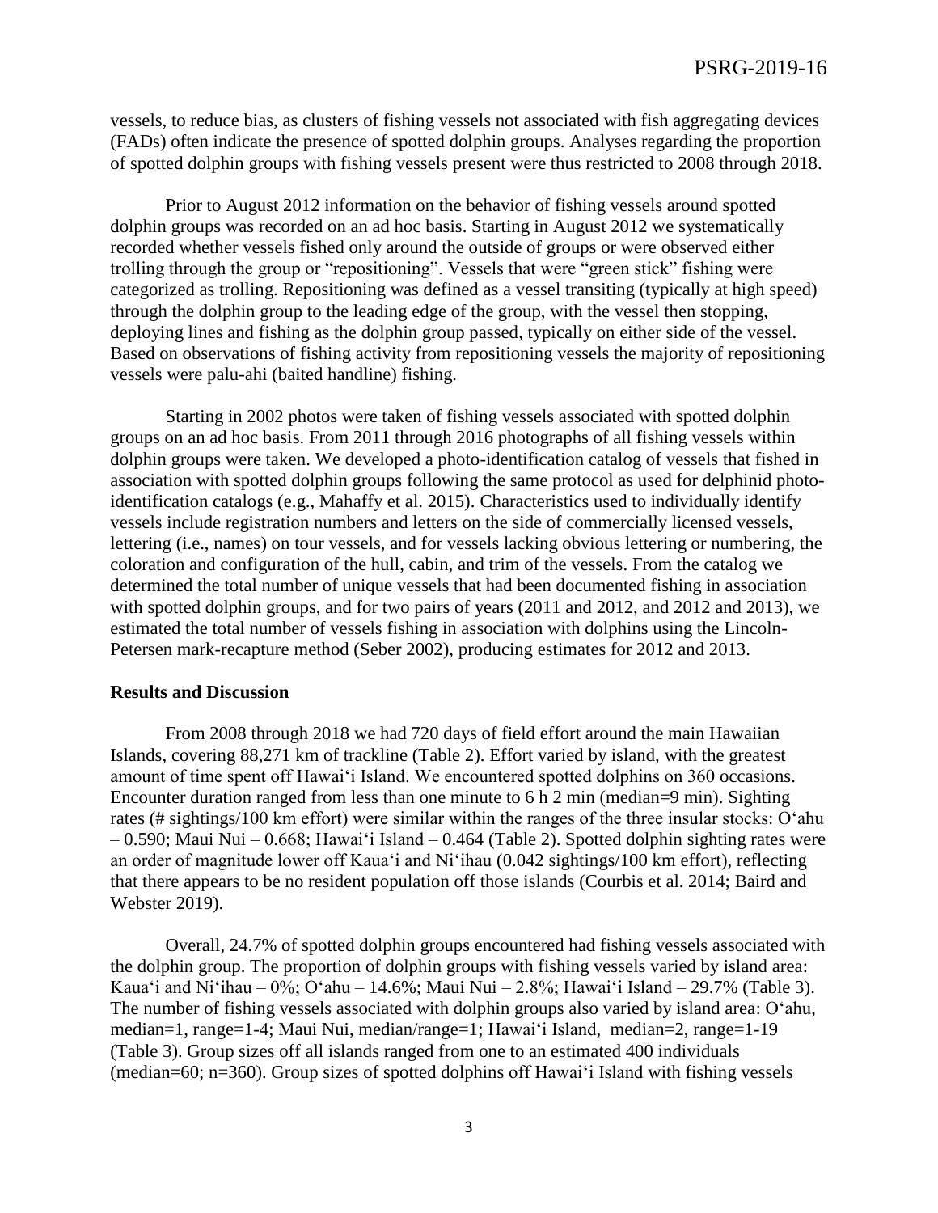vessels, to reduce bias, as clusters of fishing vessels not associated with fish aggregating devices (FADs) often indicate the presence of spotted dolphin groups. Analyses regarding the proportion of spotted dolphin groups with fishing vessels present were thus restricted to 2008 through 2018.

Prior to August 2012 information on the behavior of fishing vessels around spotted dolphin groups was recorded on an ad hoc basis. Starting in August 2012 we systematically recorded whether vessels fished only around the outside of groups or were observed either trolling through the group or "repositioning". Vessels that were "green stick" fishing were categorized as trolling. Repositioning was defined as a vessel transiting (typically at high speed) through the dolphin group to the leading edge of the group, with the vessel then stopping, deploying lines and fishing as the dolphin group passed, typically on either side of the vessel. Based on observations of fishing activity from repositioning vessels the majority of repositioning vessels were palu-ahi (baited handline) fishing.

Starting in 2002 photos were taken of fishing vessels associated with spotted dolphin groups on an ad hoc basis. From 2011 through 2016 photographs of all fishing vessels within dolphin groups were taken. We developed a photo-identification catalog of vessels that fished in association with spotted dolphin groups following the same protocol as used for delphinid photo-identification catalogs (e.g., Mahaffy et al. 2015). Characteristics used to individually identify vessels include registration numbers and letters on the side of commercially licensed vessels, lettering (i.e., names) on tour vessels, and for vessels lacking obvious lettering or numbering, the coloration and configuration of the hull, cabin, and trim of the vessels. From the catalog we determined the total number of unique vessels that had been documented fishing in association with spotted dolphin groups, and for two pairs of years (2011 and 2012, and 2012 and 2013), we estimated the total number of vessels fishing in association with dolphins using the Lincoln-Petersen mark-recapture method (Seber 2002), producing estimates for 2012 and 2013.

## Results and Discussion

From 2008 through 2018 we had 720 days of field effort around the main Hawaiian Islands, covering 88,271 km of trackline (Table 2). Effort varied by island, with the greatest amount of time spent off Hawai'i Island. We encountered spotted dolphins on 360 occasions. Encounter duration ranged from less than one minute to 6 h 2 min (median=9 min). Sighting rates (# sightings/100 km effort) were similar within the ranges of the three insular stocks: O'ahu – 0.590; Maui Nui – 0.668; Hawai'i Island – 0.464 (Table 2). Spotted dolphin sighting rates were an order of magnitude lower off Kaua'i and Ni'ihau (0.042 sightings/100 km effort), reflecting that there appears to be no resident population off those islands (Courbis et al. 2014; Baird and Webster 2019).

Overall, 24.7% of spotted dolphin groups encountered had fishing vessels associated with the dolphin group. The proportion of dolphin groups with fishing vessels varied by island area: Kaua'i and Ni'ihau – 0%; O'ahu – 14.6%; Maui Nui – 2.8%; Hawai'i Island – 29.7% (Table 3). The number of fishing vessels associated with dolphin groups also varied by island area: O'ahu, median=1, range=1-4; Maui Nui, median/range=1; Hawai'i Island, median=2, range=1-19 (Table 3). Group sizes off all islands ranged from one to an estimated 400 individuals (median=60; n=360). Group sizes of spotted dolphins off Hawai'i Island with fishing vessels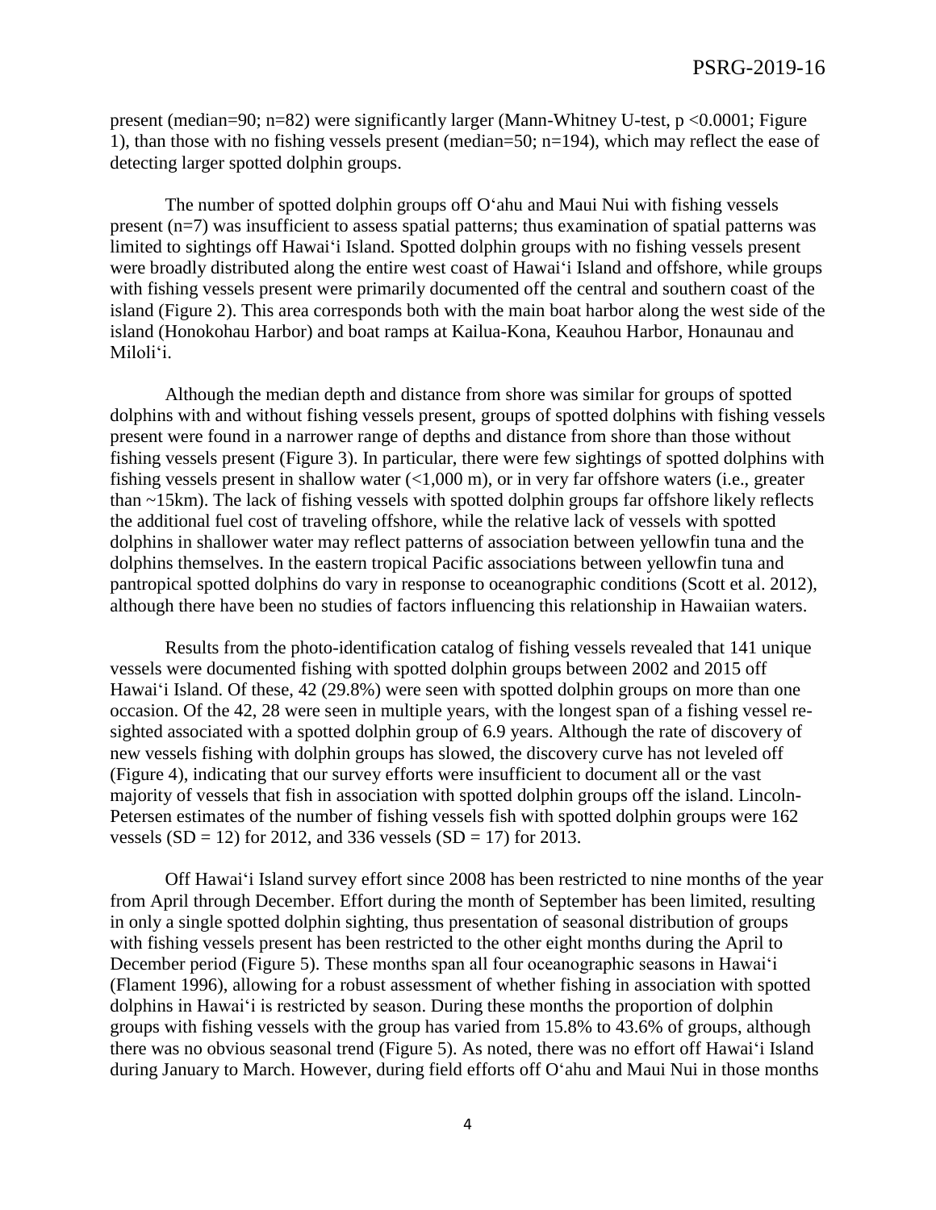present (median=90; n=82) were significantly larger (Mann-Whitney U-test, $p < 0.0001$; Figure 1), than those with no fishing vessels present (median=50; n=194), which may reflect the ease of detecting larger spotted dolphin groups.

The number of spotted dolphin groups off Oʻahu and Maui Nui with fishing vessels present (n=7) was insufficient to assess spatial patterns; thus examination of spatial patterns was limited to sightings off Hawaiʻi Island. Spotted dolphin groups with no fishing vessels present were broadly distributed along the entire west coast of Hawaiʻi Island and offshore, while groups with fishing vessels present were primarily documented off the central and southern coast of the island (Figure 2). This area corresponds both with the main boat harbor along the west side of the island (Honokohau Harbor) and boat ramps at Kailua-Kona, Keauhou Harbor, Honaunau and Miloliʻi.

Although the median depth and distance from shore was similar for groups of spotted dolphins with and without fishing vessels present, groups of spotted dolphins with fishing vessels present were found in a narrower range of depths and distance from shore than those without fishing vessels present (Figure 3). In particular, there were few sightings of spotted dolphins with fishing vessels present in shallow water (<1,000 m), or in very far offshore waters (i.e., greater than ~15km). The lack of fishing vessels with spotted dolphin groups far offshore likely reflects the additional fuel cost of traveling offshore, while the relative lack of vessels with spotted dolphins in shallower water may reflect patterns of association between yellowfin tuna and the dolphins themselves. In the eastern tropical Pacific associations between yellowfin tuna and pantropical spotted dolphins do vary in response to oceanographic conditions (Scott et al. 2012), although there have been no studies of factors influencing this relationship in Hawaiian waters.

Results from the photo-identification catalog of fishing vessels revealed that 141 unique vessels were documented fishing with spotted dolphin groups between 2002 and 2015 off Hawaiʻi Island. Of these, 42 (29.8%) were seen with spotted dolphin groups on more than one occasion. Of the 42, 28 were seen in multiple years, with the longest span of a fishing vessel re-sighted associated with a spotted dolphin group of 6.9 years. Although the rate of discovery of new vessels fishing with dolphin groups has slowed, the discovery curve has not leveled off (Figure 4), indicating that our survey efforts were insufficient to document all or the vast majority of vessels that fish in association with spotted dolphin groups off the island. Lincoln-Petersen estimates of the number of fishing vessels fish with spotted dolphin groups were 162 vessels (SD = 12) for 2012, and 336 vessels (SD = 17) for 2013.

Off Hawaiʻi Island survey effort since 2008 has been restricted to nine months of the year from April through December. Effort during the month of September has been limited, resulting in only a single spotted dolphin sighting, thus presentation of seasonal distribution of groups with fishing vessels present has been restricted to the other eight months during the April to December period (Figure 5). These months span all four oceanographic seasons in Hawaiʻi (Flament 1996), allowing for a robust assessment of whether fishing in association with spotted dolphins in Hawaiʻi is restricted by season. During these months the proportion of dolphin groups with fishing vessels with the group has varied from 15.8% to 43.6% of groups, although there was no obvious seasonal trend (Figure 5). As noted, there was no effort off Hawaiʻi Island during January to March. However, during field efforts off Oʻahu and Maui Nui in those months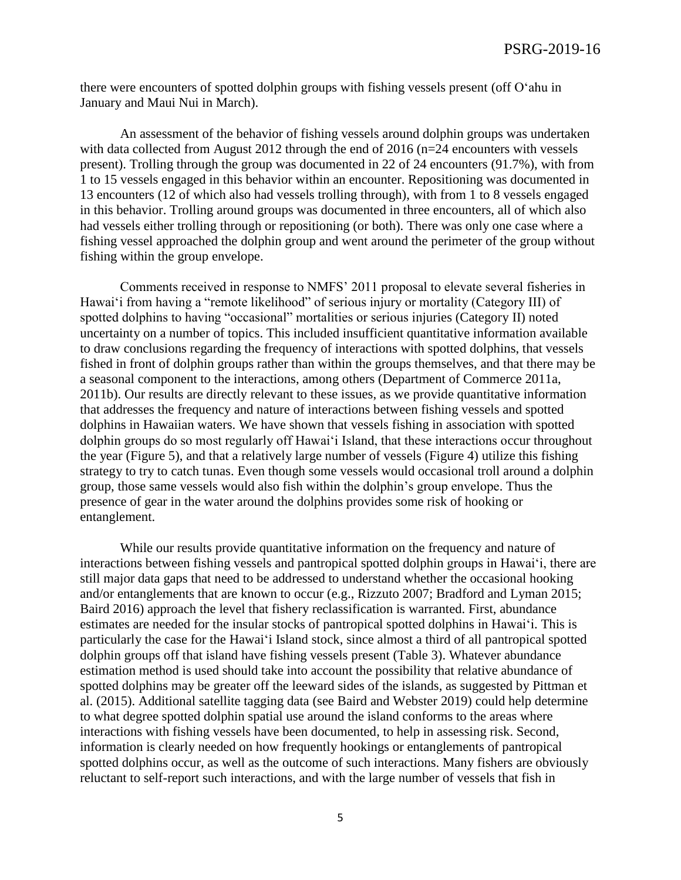there were encounters of spotted dolphin groups with fishing vessels present (off Oʻahu in January and Maui Nui in March).

An assessment of the behavior of fishing vessels around dolphin groups was undertaken with data collected from August 2012 through the end of 2016 (n=24 encounters with vessels present). Trolling through the group was documented in 22 of 24 encounters (91.7%), with from 1 to 15 vessels engaged in this behavior within an encounter. Repositioning was documented in 13 encounters (12 of which also had vessels trolling through), with from 1 to 8 vessels engaged in this behavior. Trolling around groups was documented in three encounters, all of which also had vessels either trolling through or repositioning (or both). There was only one case where a fishing vessel approached the dolphin group and went around the perimeter of the group without fishing within the group envelope.

Comments received in response to NMFS' 2011 proposal to elevate several fisheries in Hawaiʻi from having a "remote likelihood" of serious injury or mortality (Category III) of spotted dolphins to having "occasional" mortalities or serious injuries (Category II) noted uncertainty on a number of topics. This included insufficient quantitative information available to draw conclusions regarding the frequency of interactions with spotted dolphins, that vessels fished in front of dolphin groups rather than within the groups themselves, and that there may be a seasonal component to the interactions, among others (Department of Commerce 2011a, 2011b). Our results are directly relevant to these issues, as we provide quantitative information that addresses the frequency and nature of interactions between fishing vessels and spotted dolphins in Hawaiian waters. We have shown that vessels fishing in association with spotted dolphin groups do so most regularly off Hawaiʻi Island, that these interactions occur throughout the year (Figure 5), and that a relatively large number of vessels (Figure 4) utilize this fishing strategy to try to catch tunas. Even though some vessels would occasional troll around a dolphin group, those same vessels would also fish within the dolphin's group envelope. Thus the presence of gear in the water around the dolphins provides some risk of hooking or entanglement.

While our results provide quantitative information on the frequency and nature of interactions between fishing vessels and pantropical spotted dolphin groups in Hawaiʻi, there are still major data gaps that need to be addressed to understand whether the occasional hooking and/or entanglements that are known to occur (e.g., Rizzuto 2007; Bradford and Lyman 2015; Baird 2016) approach the level that fishery reclassification is warranted. First, abundance estimates are needed for the insular stocks of pantropical spotted dolphins in Hawaiʻi. This is particularly the case for the Hawaiʻi Island stock, since almost a third of all pantropical spotted dolphin groups off that island have fishing vessels present (Table 3). Whatever abundance estimation method is used should take into account the possibility that relative abundance of spotted dolphins may be greater off the leeward sides of the islands, as suggested by Pittman et al. (2015). Additional satellite tagging data (see Baird and Webster 2019) could help determine to what degree spotted dolphin spatial use around the island conforms to the areas where interactions with fishing vessels have been documented, to help in assessing risk. Second, information is clearly needed on how frequently hookings or entanglements of pantropical spotted dolphins occur, as well as the outcome of such interactions. Many fishers are obviously reluctant to self-report such interactions, and with the large number of vessels that fish in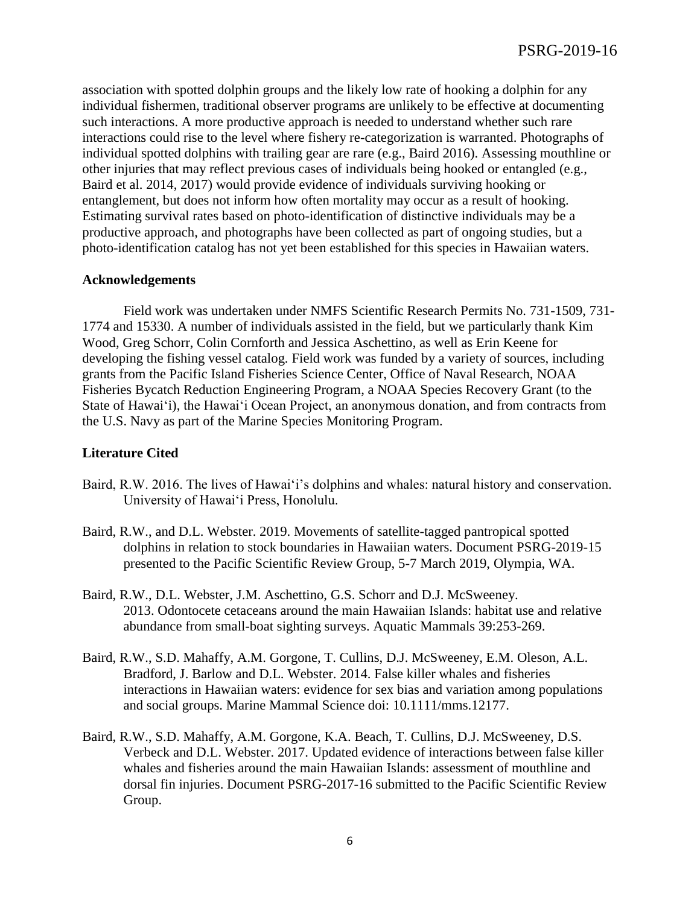association with spotted dolphin groups and the likely low rate of hooking a dolphin for any individual fishermen, traditional observer programs are unlikely to be effective at documenting such interactions. A more productive approach is needed to understand whether such rare interactions could rise to the level where fishery re-categorization is warranted. Photographs of individual spotted dolphins with trailing gear are rare (e.g., Baird 2016). Assessing mouthline or other injuries that may reflect previous cases of individuals being hooked or entangled (e.g., Baird et al. 2014, 2017) would provide evidence of individuals surviving hooking or entanglement, but does not inform how often mortality may occur as a result of hooking. Estimating survival rates based on photo-identification of distinctive individuals may be a productive approach, and photographs have been collected as part of ongoing studies, but a photo-identification catalog has not yet been established for this species in Hawaiian waters.

## Acknowledgements

Field work was undertaken under NMFS Scientific Research Permits No. 731-1509, 731-1774 and 15330. A number of individuals assisted in the field, but we particularly thank Kim Wood, Greg Schorr, Colin Cornforth and Jessica Aschettino, as well as Erin Keene for developing the fishing vessel catalog. Field work was funded by a variety of sources, including grants from the Pacific Island Fisheries Science Center, Office of Naval Research, NOAA Fisheries Bycatch Reduction Engineering Program, a NOAA Species Recovery Grant (to the State of Hawai'i), the Hawai'i Ocean Project, an anonymous donation, and from contracts from the U.S. Navy as part of the Marine Species Monitoring Program.

## Literature Cited

Baird, R.W. 2016. The lives of Hawai'i's dolphins and whales: natural history and conservation. University of Hawai'i Press, Honolulu.

Baird, R.W., and D.L. Webster. 2019. Movements of satellite-tagged pantropical spotted dolphins in relation to stock boundaries in Hawaiian waters. Document PSRG-2019-15 presented to the Pacific Scientific Review Group, 5-7 March 2019, Olympia, WA.

Baird, R.W., D.L. Webster, J.M. Aschettino, G.S. Schorr and D.J. McSweeney. 2013. Odontocete cetaceans around the main Hawaiian Islands: habitat use and relative abundance from small-boat sighting surveys. Aquatic Mammals 39:253-269.

Baird, R.W., S.D. Mahaffy, A.M. Gorgone, T. Cullins, D.J. McSweeney, E.M. Oleson, A.L. Bradford, J. Barlow and D.L. Webster. 2014. False killer whales and fisheries interactions in Hawaiian waters: evidence for sex bias and variation among populations and social groups. Marine Mammal Science doi: 10.1111/mms.12177.

Baird, R.W., S.D. Mahaffy, A.M. Gorgone, K.A. Beach, T. Cullins, D.J. McSweeney, D.S. Verbeck and D.L. Webster. 2017. Updated evidence of interactions between false killer whales and fisheries around the main Hawaiian Islands: assessment of mouthline and dorsal fin injuries. Document PSRG-2017-16 submitted to the Pacific Scientific Review Group.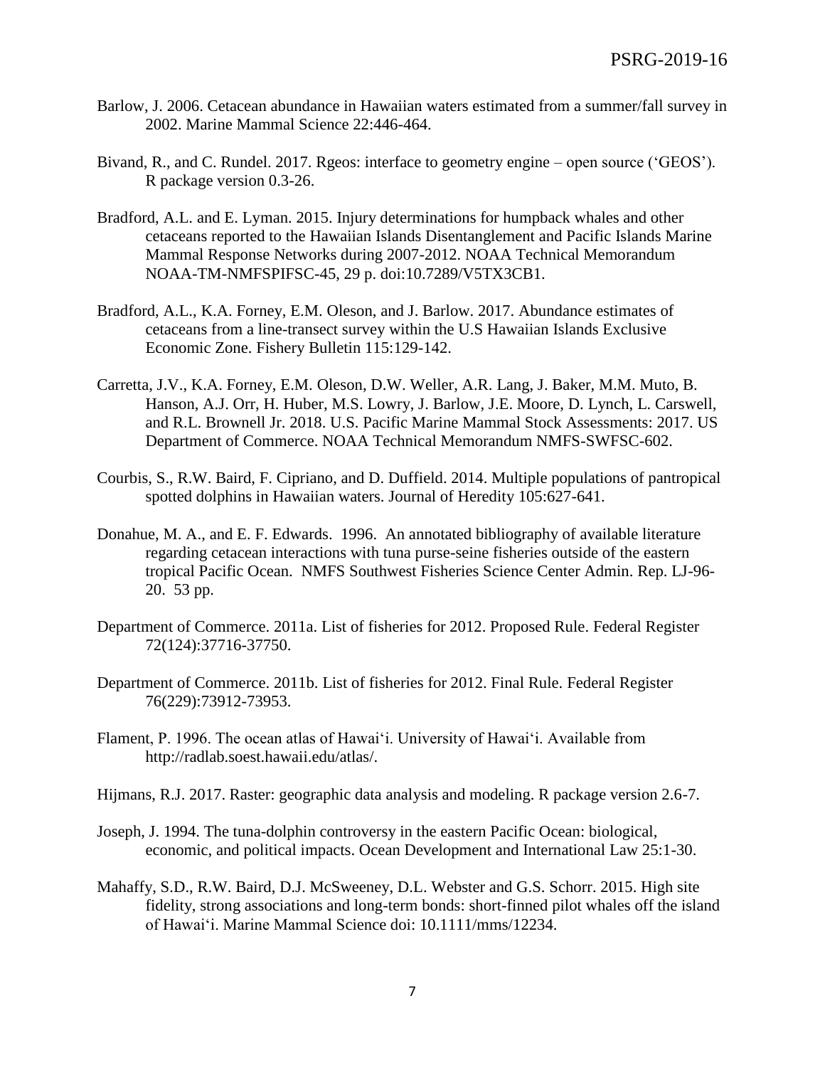Barlow, J. 2006. Cetacean abundance in Hawaiian waters estimated from a summer/fall survey in 2002. Marine Mammal Science 22:446-464.

Bivand, R., and C. Rundel. 2017. Rgeos: interface to geometry engine – open source ('GEOS'). R package version 0.3-26.

Bradford, A.L. and E. Lyman. 2015. Injury determinations for humpback whales and other cetaceans reported to the Hawaiian Islands Disentanglement and Pacific Islands Marine Mammal Response Networks during 2007-2012. NOAA Technical Memorandum NOAA-TM-NMFSPIFSC-45, 29 p. doi:10.7289/V5TX3CB1.

Bradford, A.L., K.A. Forney, E.M. Oleson, and J. Barlow. 2017. Abundance estimates of cetaceans from a line-transect survey within the U.S Hawaiian Islands Exclusive Economic Zone. Fishery Bulletin 115:129-142.

Carretta, J.V., K.A. Forney, E.M. Oleson, D.W. Weller, A.R. Lang, J. Baker, M.M. Muto, B. Hanson, A.J. Orr, H. Huber, M.S. Lowry, J. Barlow, J.E. Moore, D. Lynch, L. Carswell, and R.L. Brownell Jr. 2018. U.S. Pacific Marine Mammal Stock Assessments: 2017. US Department of Commerce. NOAA Technical Memorandum NMFS-SWFSC-602.

Courbis, S., R.W. Baird, F. Cipriano, and D. Duffield. 2014. Multiple populations of pantropical spotted dolphins in Hawaiian waters. Journal of Heredity 105:627-641.

Donahue, M. A., and E. F. Edwards. 1996. An annotated bibliography of available literature regarding cetacean interactions with tuna purse-seine fisheries outside of the eastern tropical Pacific Ocean. NMFS Southwest Fisheries Science Center Admin. Rep. LJ-96-20. 53 pp.

Department of Commerce. 2011a. List of fisheries for 2012. Proposed Rule. Federal Register 72(124):37716-37750.

Department of Commerce. 2011b. List of fisheries for 2012. Final Rule. Federal Register 76(229):73912-73953.

Flament, P. 1996. The ocean atlas of Hawai'i. University of Hawai'i. Available from http://radlab.soest.hawaii.edu/atlas/.

Hijmans, R.J. 2017. Raster: geographic data analysis and modeling. R package version 2.6-7.

Joseph, J. 1994. The tuna-dolphin controversy in the eastern Pacific Ocean: biological, economic, and political impacts. Ocean Development and International Law 25:1-30.

Mahaffy, S.D., R.W. Baird, D.J. McSweeney, D.L. Webster and G.S. Schorr. 2015. High site fidelity, strong associations and long-term bonds: short-finned pilot whales off the island of Hawai'i. Marine Mammal Science doi: 10.1111/mms/12234.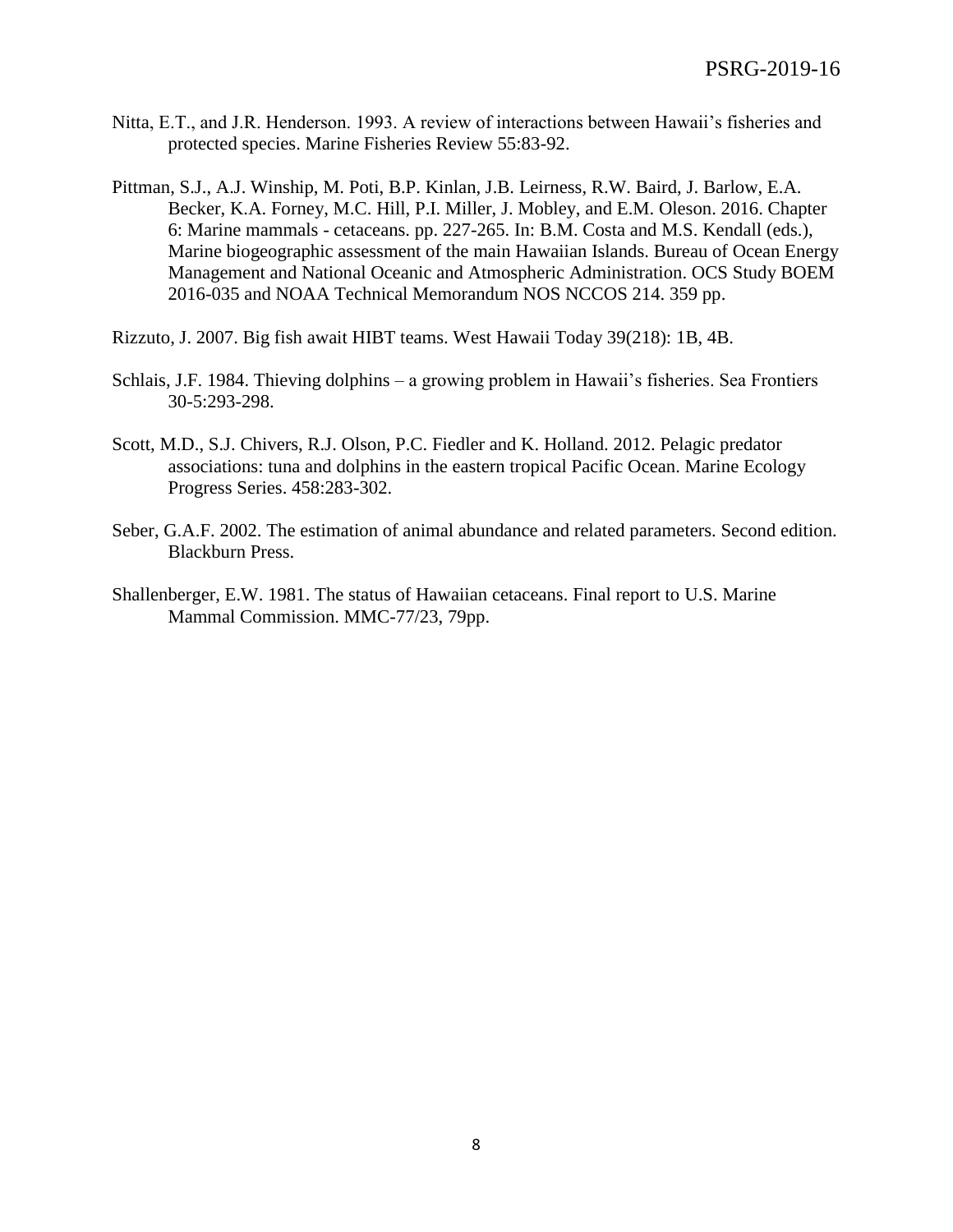Nitta, E.T., and J.R. Henderson. 1993. A review of interactions between Hawaii's fisheries and protected species. Marine Fisheries Review 55:83-92.

Pittman, S.J., A.J. Winship, M. Poti, B.P. Kinlan, J.B. Leirness, R.W. Baird, J. Barlow, E.A. Becker, K.A. Forney, M.C. Hill, P.I. Miller, J. Mobley, and E.M. Oleson. 2016. Chapter 6: Marine mammals - cetaceans. pp. 227-265. In: B.M. Costa and M.S. Kendall (eds.), Marine biogeographic assessment of the main Hawaiian Islands. Bureau of Ocean Energy Management and National Oceanic and Atmospheric Administration. OCS Study BOEM 2016-035 and NOAA Technical Memorandum NOS NCCOS 214. 359 pp.

Rizzuto, J. 2007. Big fish await HIBT teams. West Hawaii Today 39(218): 1B, 4B.

Schlais, J.F. 1984. Thieving dolphins – a growing problem in Hawaii's fisheries. Sea Frontiers 30-5:293-298.

Scott, M.D., S.J. Chivers, R.J. Olson, P.C. Fiedler and K. Holland. 2012. Pelagic predator associations: tuna and dolphins in the eastern tropical Pacific Ocean. Marine Ecology Progress Series. 458:283-302.

Seber, G.A.F. 2002. The estimation of animal abundance and related parameters. Second edition. Blackburn Press.

Shallenberger, E.W. 1981. The status of Hawaiian cetaceans. Final report to U.S. Marine Mammal Commission. MMC-77/23, 79pp.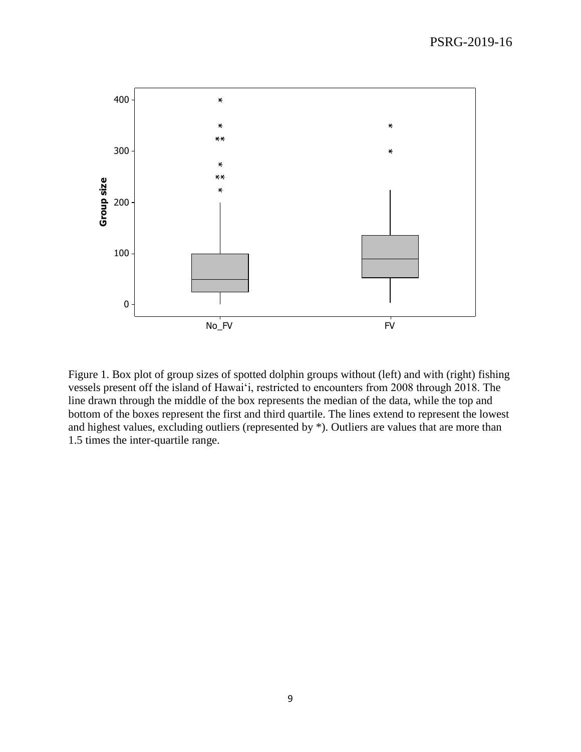Figure 1. Box plot of group sizes of spotted dolphin groups without (left) and with (right) fishing vessels present off the island of Hawai‘i, restricted to encounters from 2008 through 2018. The line drawn through the middle of the box represents the median of the data, while the top and bottom of the boxes represent the first and third quartile. The lines extend to represent the lowest and highest values, excluding outliers (represented by *). Outliers are values that are more than 1.5 times the inter-quartile range.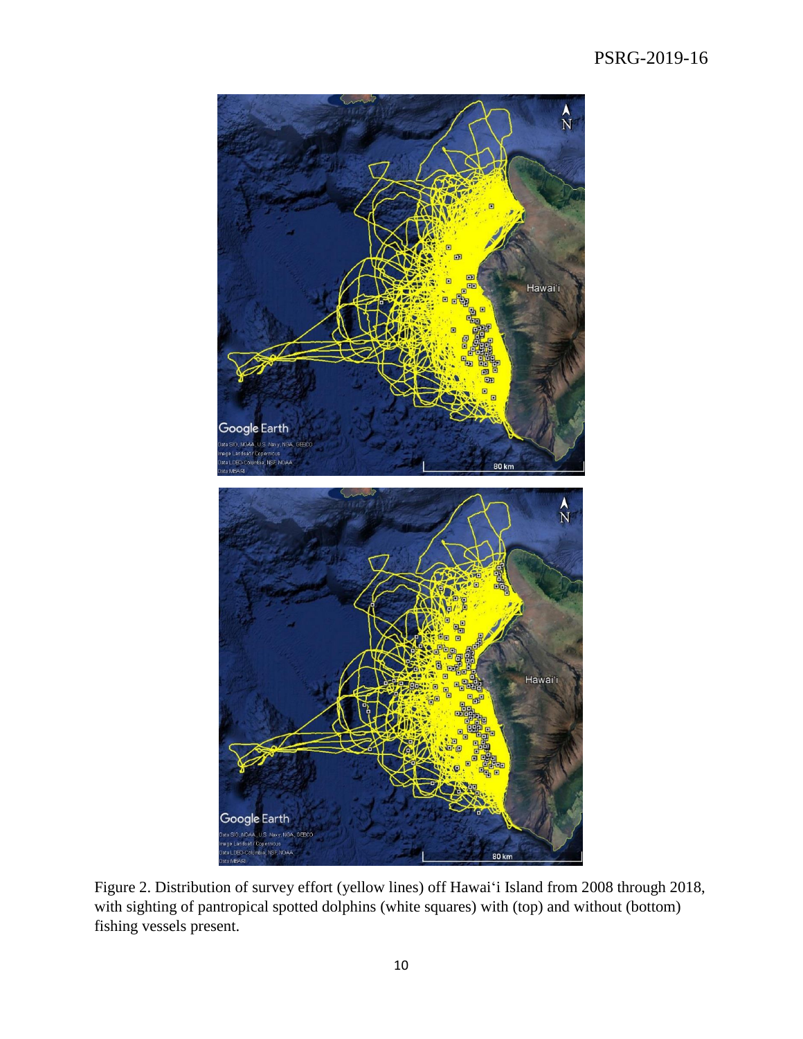Figure 2. Distribution of survey effort (yellow lines) off Hawai'i Island from 2008 through 2018, with sighting of pantropical spotted dolphins (white squares) with (top) and without (bottom) fishing vessels present.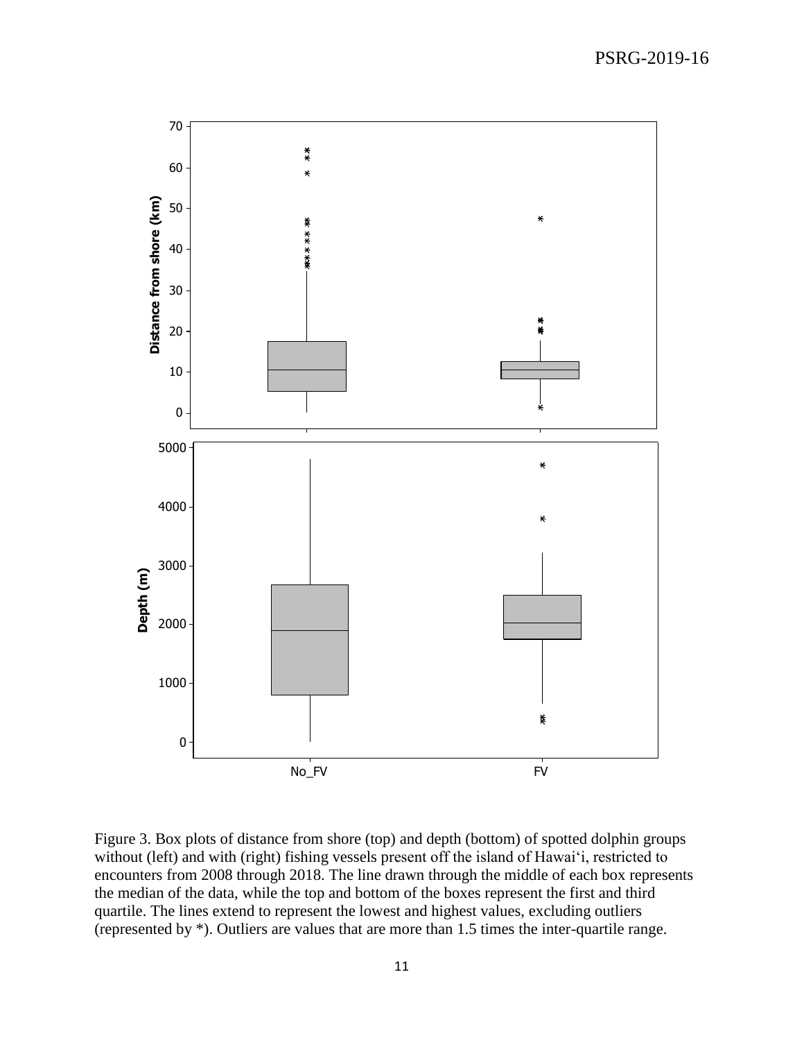Figure 3. Box plots of distance from shore (top) and depth (bottom) of spotted dolphin groups without (left) and with (right) fishing vessels present off the island of Hawai‘i, restricted to encounters from 2008 through 2018. The line drawn through the middle of each box represents the median of the data, while the top and bottom of the boxes represent the first and third quartile. The lines extend to represent the lowest and highest values, excluding outliers (represented by *). Outliers are values that are more than 1.5 times the inter-quartile range.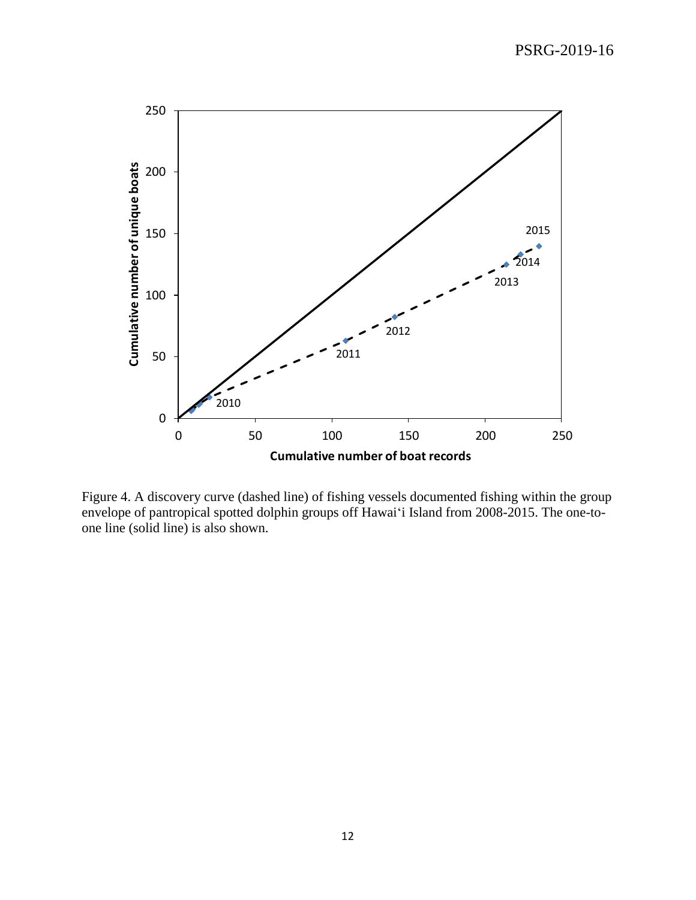Figure 4. A discovery curve (dashed line) of fishing vessels documented fishing within the group envelope of pantropical spotted dolphin groups off Hawai‘i Island from 2008-2015. The one-to-one line (solid line) is also shown.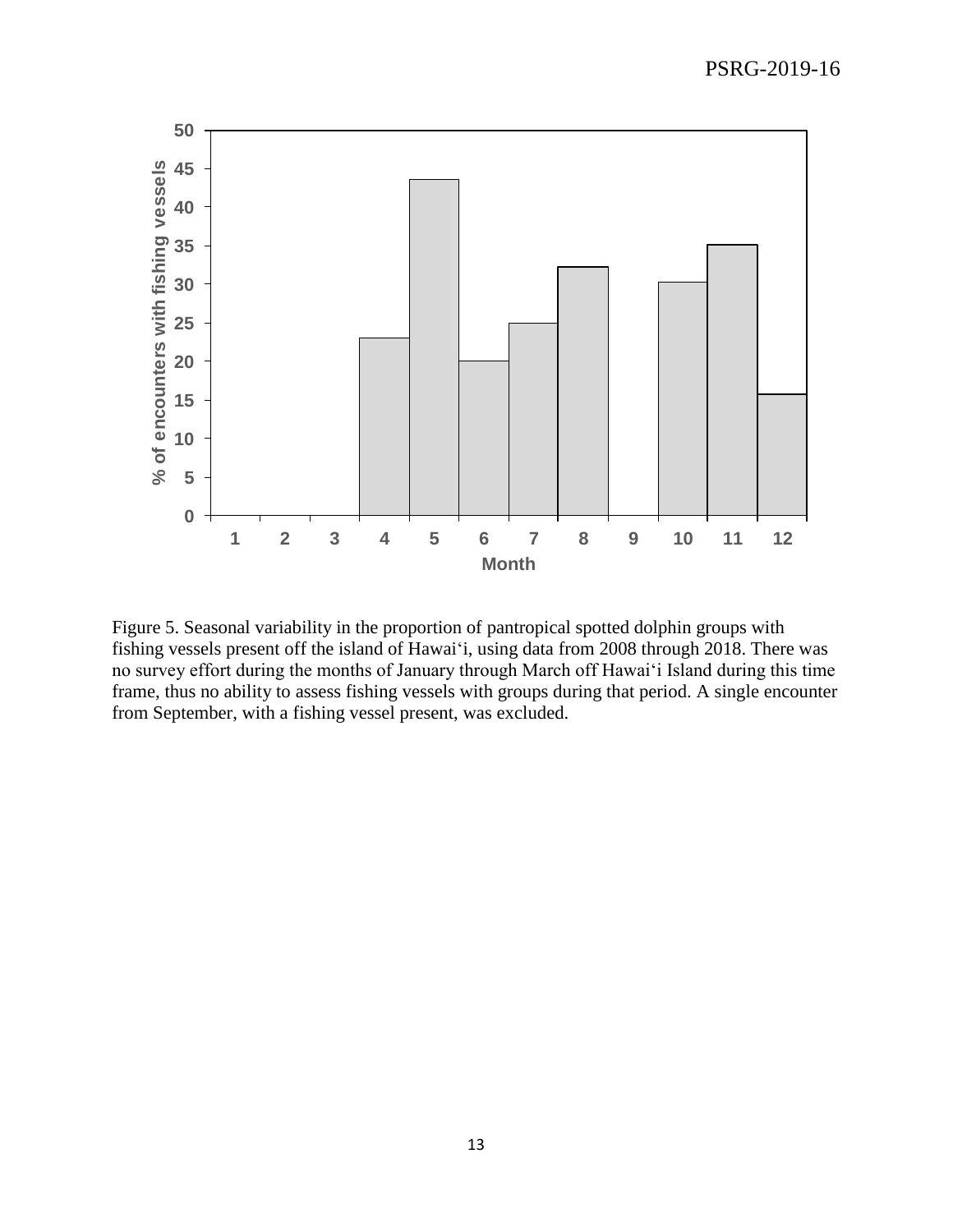Figure 5. Seasonal variability in the proportion of pantropical spotted dolphin groups with fishing vessels present off the island of Hawai'i, using data from 2008 through 2018. There was no survey effort during the months of January through March off Hawai'i Island during this time frame, thus no ability to assess fishing vessels with groups during that period. A single encounter from September, with a fishing vessel present, was excluded.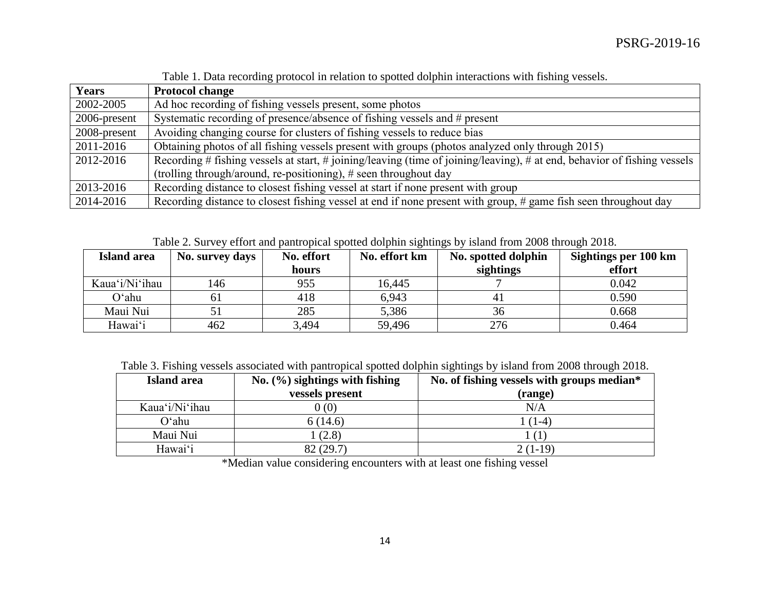Table 1. Data recording protocol in relation to spotted dolphin interactions with fishing vessels.

| Years | Protocol change |
|---|---|
| 2002-2005 | Ad hoc recording of fishing vessels present, some photos |
| 2006-present | Systematic recording of presence/absence of fishing vessels and # present |
| 2008-present | Avoiding changing course for clusters of fishing vessels to reduce bias |
| 2011-2016 | Obtaining photos of all fishing vessels present with groups (photos analyzed only through 2015) |
| 2012-2016 | Recording # fishing vessels at start, # joining/leaving (time of joining/leaving), # at end, behavior of fishing vessels (trolling through/around, re-positioning), # seen throughout day |
| 2013-2016 | Recording distance to closest fishing vessel at start if none present with group |
| 2014-2016 | Recording distance to closest fishing vessel at end if none present with group, # game fish seen throughout day |

Table 2. Survey effort and pantropical spotted dolphin sightings by island from 2008 through 2018.

| Island area | No. survey days | No. effort hours | No. effort km | No. spotted dolphin sightings | Sightings per 100 km effort |
|---|---|---|---|---|---|
| Kaua'i/Ni'ihau | 146 | 955 | 16,445 | 7 | 0.042 |
| O'ahu | 61 | 418 | 6,943 | 41 | 0.590 |
| Maui Nui | 51 | 285 | 5,386 | 36 | 0.668 |
| Hawai'i | 462 | 3,494 | 59,496 | 276 | 0.464 |

Table 3. Fishing vessels associated with pantropical spotted dolphin sightings by island from 2008 through 2018.

| Island area | No. (%) sightings with fishing vessels present | No. of fishing vessels with groups median* (range) |
|---|---|---|
| Kaua'i/Ni'ihau | 0 (0) | N/A |
| O'ahu | 6 (14.6) | 1 (1-4) |
| Maui Nui | 1 (2.8) | 1 (1) |
| Hawai'i | 82 (29.7) | 2 (1-19) |

*Median value considering encounters with at least one fishing vessel